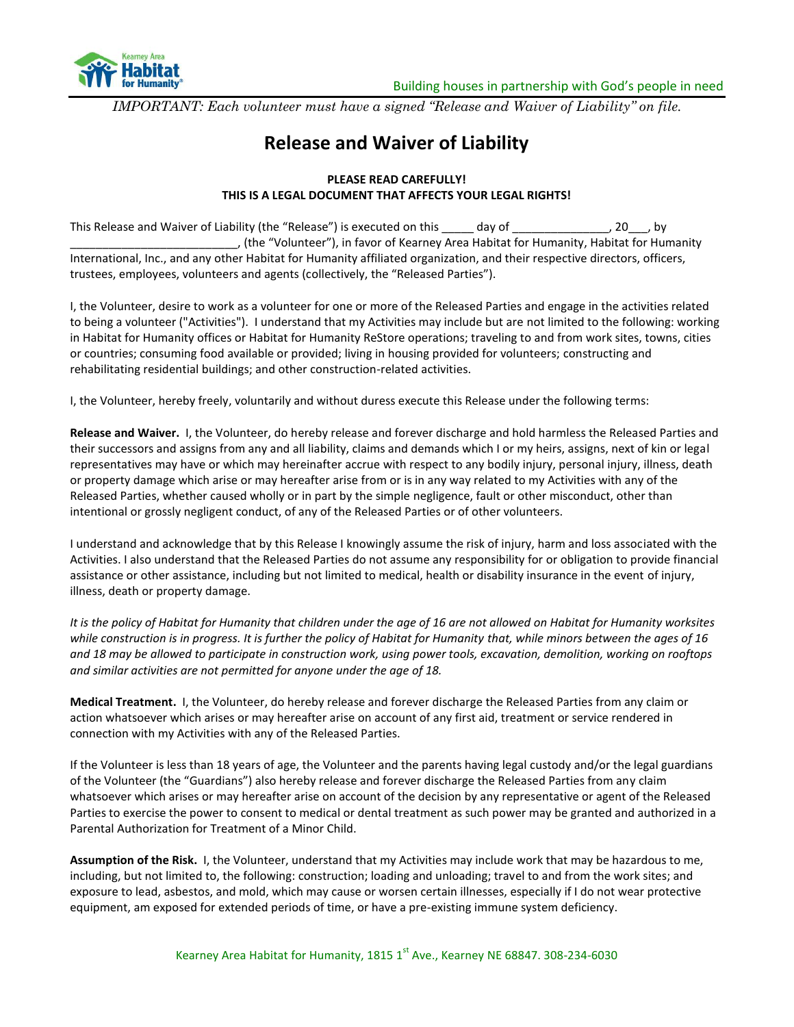Building houses in partnership with God's people in need

*IMPORTANT: Each volunteer must have a signed "Release and Waiver of Liability" on file.*

# Release and Waiver of Liability

**PLEASE READ CAREFULLY!**
**THIS IS A LEGAL DOCUMENT THAT AFFECTS YOUR LEGAL RIGHTS!**

This Release and Waiver of Liability (the "Release") is executed on this _____ day of _______________, 20___, by __________________________, (the "Volunteer"), in favor of Kearney Area Habitat for Humanity, Habitat for Humanity International, Inc., and any other Habitat for Humanity affiliated organization, and their respective directors, officers, trustees, employees, volunteers and agents (collectively, the "Released Parties").

I, the Volunteer, desire to work as a volunteer for one or more of the Released Parties and engage in the activities related to being a volunteer ("Activities"). I understand that my Activities may include but are not limited to the following: working in Habitat for Humanity offices or Habitat for Humanity ReStore operations; traveling to and from work sites, towns, cities or countries; consuming food available or provided; living in housing provided for volunteers; constructing and rehabilitating residential buildings; and other construction-related activities.

I, the Volunteer, hereby freely, voluntarily and without duress execute this Release under the following terms:

**Release and Waiver.** I, the Volunteer, do hereby release and forever discharge and hold harmless the Released Parties and their successors and assigns from any and all liability, claims and demands which I or my heirs, assigns, next of kin or legal representatives may have or which may hereinafter accrue with respect to any bodily injury, personal injury, illness, death or property damage which arise or may hereafter arise from or is in any way related to my Activities with any of the Released Parties, whether caused wholly or in part by the simple negligence, fault or other misconduct, other than intentional or grossly negligent conduct, of any of the Released Parties or of other volunteers.

I understand and acknowledge that by this Release I knowingly assume the risk of injury, harm and loss associated with the Activities. I also understand that the Released Parties do not assume any responsibility for or obligation to provide financial assistance or other assistance, including but not limited to medical, health or disability insurance in the event of injury, illness, death or property damage.

*It is the policy of Habitat for Humanity that children under the age of 16 are not allowed on Habitat for Humanity worksites while construction is in progress. It is further the policy of Habitat for Humanity that, while minors between the ages of 16 and 18 may be allowed to participate in construction work, using power tools, excavation, demolition, working on rooftops and similar activities are not permitted for anyone under the age of 18.*

**Medical Treatment.** I, the Volunteer, do hereby release and forever discharge the Released Parties from any claim or action whatsoever which arises or may hereafter arise on account of any first aid, treatment or service rendered in connection with my Activities with any of the Released Parties.

If the Volunteer is less than 18 years of age, the Volunteer and the parents having legal custody and/or the legal guardians of the Volunteer (the "Guardians") also hereby release and forever discharge the Released Parties from any claim whatsoever which arises or may hereafter arise on account of the decision by any representative or agent of the Released Parties to exercise the power to consent to medical or dental treatment as such power may be granted and authorized in a Parental Authorization for Treatment of a Minor Child.

**Assumption of the Risk.** I, the Volunteer, understand that my Activities may include work that may be hazardous to me, including, but not limited to, the following: construction; loading and unloading; travel to and from the work sites; and exposure to lead, asbestos, and mold, which may cause or worsen certain illnesses, especially if I do not wear protective equipment, am exposed for extended periods of time, or have a pre-existing immune system deficiency.

Kearney Area Habitat for Humanity, 1815 1st Ave., Kearney NE 68847. 308-234-6030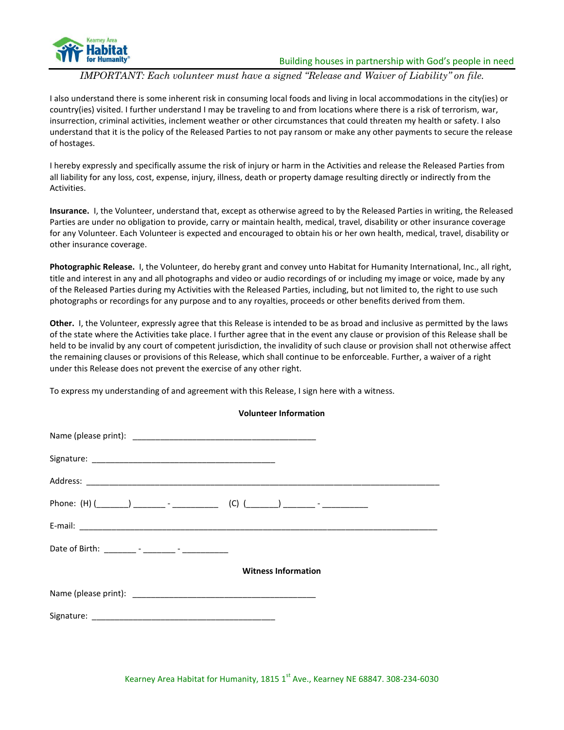*IMPORTANT: Each volunteer must have a signed "Release and Waiver of Liability" on file.*

I also understand there is some inherent risk in consuming local foods and living in local accommodations in the city(ies) or country(ies) visited. I further understand I may be traveling to and from locations where there is a risk of terrorism, war, insurrection, criminal activities, inclement weather or other circumstances that could threaten my health or safety. I also understand that it is the policy of the Released Parties to not pay ransom or make any other payments to secure the release of hostages.

I hereby expressly and specifically assume the risk of injury or harm in the Activities and release the Released Parties from all liability for any loss, cost, expense, injury, illness, death or property damage resulting directly or indirectly from the Activities.

**Insurance.** I, the Volunteer, understand that, except as otherwise agreed to by the Released Parties in writing, the Released Parties are under no obligation to provide, carry or maintain health, medical, travel, disability or other insurance coverage for any Volunteer. Each Volunteer is expected and encouraged to obtain his or her own health, medical, travel, disability or other insurance coverage.

**Photographic Release.** I, the Volunteer, do hereby grant and convey unto Habitat for Humanity International, Inc., all right, title and interest in any and all photographs and video or audio recordings of or including my image or voice, made by any of the Released Parties during my Activities with the Released Parties, including, but not limited to, the right to use such photographs or recordings for any purpose and to any royalties, proceeds or other benefits derived from them.

**Other.** I, the Volunteer, expressly agree that this Release is intended to be as broad and inclusive as permitted by the laws of the state where the Activities take place. I further agree that in the event any clause or provision of this Release shall be held to be invalid by any court of competent jurisdiction, the invalidity of such clause or provision shall not otherwise affect the remaining clauses or provisions of this Release, which shall continue to be enforceable. Further, a waiver of a right under this Release does not prevent the exercise of any other right.

To express my understanding of and agreement with this Release, I sign here with a witness.

**Volunteer Information**

Name (please print): ________________________________________

Signature: ________________________________________

Address: ______________________________________________________________________________

Phone: (H) (_______) _______ - __________ (C) (_______) _______ - __________

E-mail: ______________________________________________________________________________

Date of Birth: _______ - _______ - __________

**Witness Information**

Name (please print): ________________________________________

Signature: ________________________________________

Kearney Area Habitat for Humanity, 1815 1st Ave., Kearney NE 68847. 308-234-6030